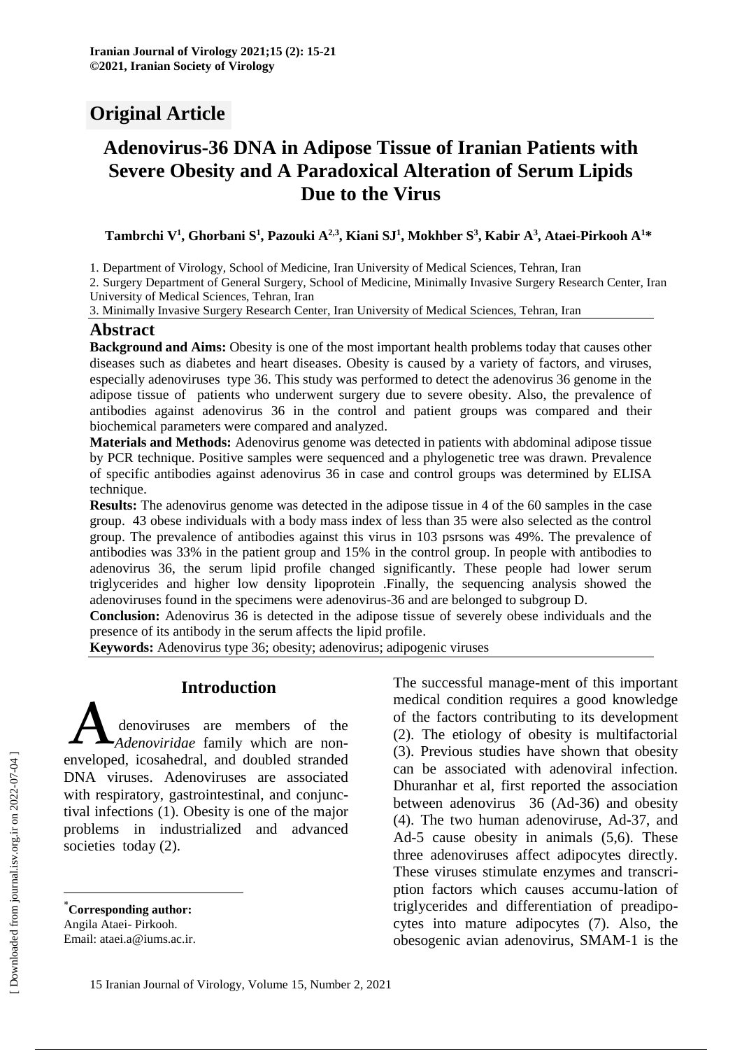**Iranian Journal of Virology 2021;15 (2): 15-21**
**©2021, Iranian Society of Virology**

## Original Article

# Adenovirus-36 DNA in Adipose Tissue of Iranian Patients with Severe Obesity and A Paradoxical Alteration of Serum Lipids Due to the Virus

**Tambrchi V[1], Ghorbani S[1], Pazouki A[2,3], Kiani SJ[1], Mokhber S[3], Kabir A[3], Ataei-Pirkooh A[1]***

1. Department of Virology, School of Medicine, Iran University of Medical Sciences, Tehran, Iran
2. Surgery Department of General Surgery, School of Medicine, Minimally Invasive Surgery Research Center, Iran University of Medical Sciences, Tehran, Iran
3. Minimally Invasive Surgery Research Center, Iran University of Medical Sciences, Tehran, Iran

## Abstract

**Background and Aims:** Obesity is one of the most important health problems today that causes other diseases such as diabetes and heart diseases. Obesity is caused by a variety of factors, and viruses, especially adenoviruses type 36. This study was performed to detect the adenovirus 36 genome in the adipose tissue of patients who underwent surgery due to severe obesity. Also, the prevalence of antibodies against adenovirus 36 in the control and patient groups was compared and their biochemical parameters were compared and analyzed.

**Materials and Methods:** Adenovirus genome was detected in patients with abdominal adipose tissue by PCR technique. Positive samples were sequenced and a phylogenetic tree was drawn. Prevalence of specific antibodies against adenovirus 36 in case and control groups was determined by ELISA technique.

**Results:** The adenovirus genome was detected in the adipose tissue in 4 of the 60 samples in the case group. 43 obese individuals with a body mass index of less than 35 were also selected as the control group. The prevalence of antibodies against this virus in 103 psrsons was 49%. The prevalence of antibodies was 33% in the patient group and 15% in the control group. In people with antibodies to adenovirus 36, the serum lipid profile changed significantly. These people had lower serum triglycerides and higher low density lipoprotein .Finally, the sequencing analysis showed the adenoviruses found in the specimens were adenovirus-36 and are belonged to subgroup D.

**Conclusion:** Adenovirus 36 is detected in the adipose tissue of severely obese individuals and the presence of its antibody in the serum affects the lipid profile.

**Keywords:** Adenovirus type 36; obesity; adenovirus; adipogenic viruses

## Introduction

Adenoviruses are members of the *Adenoviridae* family which are non-enveloped, icosahedral, and doubled stranded DNA viruses. Adenoviruses are associated with respiratory, gastrointestinal, and conjunctival infections (1). Obesity is one of the major problems in industrialized and advanced societies today (2).

The successful manage-ment of this important medical condition requires a good knowledge of the factors contributing to its development (2). The etiology of obesity is multifactorial (3). Previous studies have shown that obesity can be associated with adenoviral infection. Dhuranhar et al, first reported the association between adenovirus 36 (Ad-36) and obesity (4). The two human adenoviruse, Ad-37, and Ad-5 cause obesity in animals (5,6). These three adenoviruses affect adipocytes directly. These viruses stimulate enzymes and transcription factors which causes accumu-lation of triglycerides and differentiation of preadipocytes into mature adipocytes (7). Also, the obesogenic avian adenovirus, SMAM-1 is the

*Corresponding author:
Angila Ataei- Pirkooh.
Email: ataei.a@iums.ac.ir.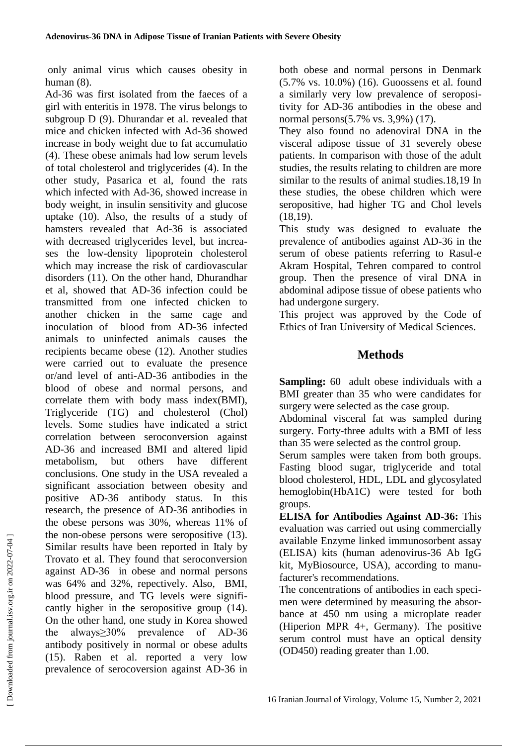only animal virus which causes obesity in human (8).

Ad-36 was first isolated from the faeces of a girl with enteritis in 1978. The virus belongs to subgroup D (9). Dhurandar et al. revealed that mice and chicken infected with Ad-36 showed increase in body weight due to fat accumulatio (4). These obese animals had low serum levels of total cholesterol and triglycerides (4). In the other study, Pasarica et al, found the rats which infected with Ad-36, showed increase in body weight, in insulin sensitivity and glucose uptake (10). Also, the results of a study of hamsters revealed that Ad-36 is associated with decreased triglycerides level, but increases the low-density lipoprotein cholesterol which may increase the risk of cardiovascular disorders (11). On the other hand, Dhurandhar et al, showed that AD-36 infection could be transmitted from one infected chicken to another chicken in the same cage and inoculation of blood from AD-36 infected animals to uninfected animals causes the recipients became obese (12). Another studies were carried out to evaluate the presence or/and level of anti-AD-36 antibodies in the blood of obese and normal persons, and correlate them with body mass index(BMI), Triglyceride (TG) and cholesterol (Chol) levels. Some studies have indicated a strict correlation between seroconversion against AD-36 and increased BMI and altered lipid metabolism, but others have different conclusions. One study in the USA revealed a significant association between obesity and positive AD-36 antibody status. In this research, the presence of AD-36 antibodies in the obese persons was 30%, whereas 11% of the non-obese persons were seropositive (13). Similar results have been reported in Italy by Trovato et al. They found that seroconversion against AD-36 in obese and normal persons was 64% and 32%, repectively. Also, BMI, blood pressure, and TG levels were significantly higher in the seropositive group (14). On the other hand, one study in Korea showed the always≥30% prevalence of AD-36 antibody positively in normal or obese adults (15). Raben et al. reported a very low prevalence of serocoversion against AD-36 in both obese and normal persons in Denmark (5.7% vs. 10.0%) (16). Guoossens et al. found a similarly very low prevalence of seropositivity for AD-36 antibodies in the obese and normal persons(5.7% vs. 3,9%) (17).

They also found no adenoviral DNA in the visceral adipose tissue of 31 severely obese patients. In comparison with those of the adult studies, the results relating to children are more similar to the results of animal studies.18,19 In these studies, the obese children which were seropositive, had higher TG and Chol levels (18,19).

This study was designed to evaluate the prevalence of antibodies against AD-36 in the serum of obese patients referring to Rasul-e Akram Hospital, Tehren compared to control group. Then the presence of viral DNA in abdominal adipose tissue of obese patients who had undergone surgery.

This project was approved by the Code of Ethics of Iran University of Medical Sciences.

## Methods

**Sampling:** 60 adult obese individuals with a BMI greater than 35 who were candidates for surgery were selected as the case group.

Abdominal visceral fat was sampled during surgery. Forty-three adults with a BMI of less than 35 were selected as the control group.

Serum samples were taken from both groups. Fasting blood sugar, triglyceride and total blood cholesterol, HDL, LDL and glycosylated hemoglobin(HbA1C) were tested for both groups.

**ELISA for Antibodies Against AD-36:** This evaluation was carried out using commercially available Enzyme linked immunosorbent assay (ELISA) kits (human adenovirus-36 Ab IgG kit, MyBiosource, USA), according to manufacturer's recommendations.

The concentrations of antibodies in each specimen were determined by measuring the absorbance at 450 nm using a microplate reader (Hiperion MPR 4+, Germany). The positive serum control must have an optical density (OD450) reading greater than 1.00.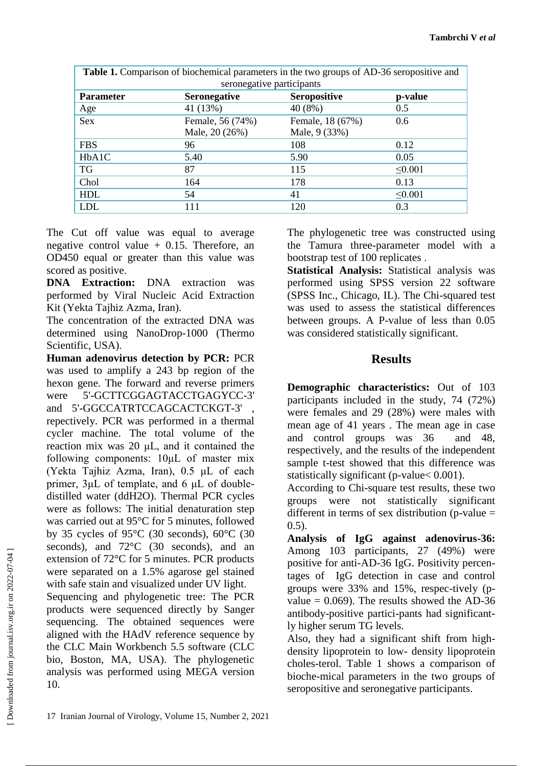**Table 1.** Comparison of biochemical parameters in the two groups of AD-36 seropositive and seronegative participants

| Parameter | Seronegative | Seropositive | p-value |
|---|---|---|---|
| Age | 41 (13%) | 40 (8%) | 0.5 |
| Sex | Female, 56 (74%)<br>Male, 20 (26%) | Female, 18 (67%)<br>Male, 9 (33%) | 0.6 |
| FBS | 96 | 108 | 0.12 |
| HbA1C | 5.40 | 5.90 | 0.05 |
| TG | 87 | 115 | ≤0.001 |
| Chol | 164 | 178 | 0.13 |
| HDL | 54 | 41 | ≤0.001 |
| LDL | 111 | 120 | 0.3 |

The Cut off value was equal to average negative control value + 0.15. Therefore, an OD450 equal or greater than this value was scored as positive.

**DNA Extraction:** DNA extraction was performed by Viral Nucleic Acid Extraction Kit (Yekta Tajhiz Azma, Iran).

The concentration of the extracted DNA was determined using NanoDrop-1000 (Thermo Scientific, USA).

**Human adenovirus detection by PCR:** PCR was used to amplify a 243 bp region of the hexon gene. The forward and reverse primers were 5'-GCTTCGGAGTACCTGAGYCC-3' and 5'-GGCCATRTCCAGCACTCKGT-3' , repectively. PCR was performed in a thermal cycler machine. The total volume of the reaction mix was 20 μL, and it contained the following components: 10μL of master mix (Yekta Tajhiz Azma, Iran), 0.5 μL of each primer, 3μL of template, and 6 μL of double-distilled water (ddH2O). Thermal PCR cycles were as follows: The initial denaturation step was carried out at 95°C for 5 minutes, followed by 35 cycles of 95°C (30 seconds), 60°C (30 seconds), and 72°C (30 seconds), and an extension of 72°C for 5 minutes. PCR products were separated on a 1.5% agarose gel stained with safe stain and visualized under UV light.

Sequencing and phylogenetic tree: The PCR products were sequenced directly by Sanger sequencing. The obtained sequences were aligned with the HAdV reference sequence by the CLC Main Workbench 5.5 software (CLC bio, Boston, MA, USA). The phylogenetic analysis was performed using MEGA version 10.

The phylogenetic tree was constructed using the Tamura three-parameter model with a bootstrap test of 100 replicates .

**Statistical Analysis:** Statistical analysis was performed using SPSS version 22 software (SPSS Inc., Chicago, IL). The Chi-squared test was used to assess the statistical differences between groups. A P-value of less than 0.05 was considered statistically significant.

## Results

**Demographic characteristics:** Out of 103 participants included in the study, 74 (72%) were females and 29 (28%) were males with mean age of 41 years . The mean age in case and control groups was 36 and 48, respectively, and the results of the independent sample t-test showed that this difference was statistically significant (p-value< 0.001).

According to Chi-square test results, these two groups were not statistically significant different in terms of sex distribution (p-value = 0.5).

**Analysis of IgG against adenovirus-36:** Among 103 participants, 27 (49%) were positive for anti-AD-36 IgG. Positivity percentages of IgG detection in case and control groups were 33% and 15%, respec-tively (p-value = 0.069). The results showed the AD-36 antibody-positive partici-pants had significantly higher serum TG levels.

Also, they had a significant shift from high-density lipoprotein to low- density lipoprotein choles-terol. Table 1 shows a comparison of bioche-mical parameters in the two groups of seropositive and seronegative participants.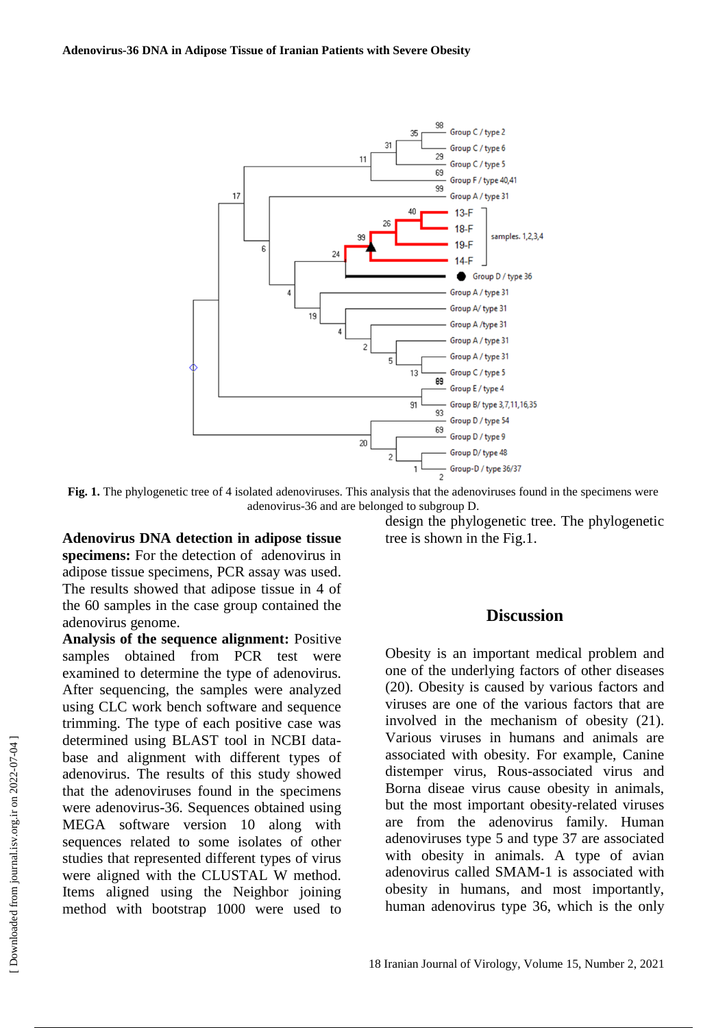**Fig. 1.** The phylogenetic tree of 4 isolated adenoviruses. This analysis that the adenoviruses found in the specimens were adenovirus-36 and are belonged to subgroup D.

**Adenovirus DNA detection in adipose tissue specimens:** For the detection of adenovirus in adipose tissue specimens, PCR assay was used. The results showed that adipose tissue in 4 of the 60 samples in the case group contained the adenovirus genome.

**Analysis of the sequence alignment:** Positive samples obtained from PCR test were examined to determine the type of adenovirus. After sequencing, the samples were analyzed using CLC work bench software and sequence trimming. The type of each positive case was determined using BLAST tool in NCBI database and alignment with different types of adenovirus. The results of this study showed that the adenoviruses found in the specimens were adenovirus-36. Sequences obtained using MEGA software version 10 along with sequences related to some isolates of other studies that represented different types of virus were aligned with the CLUSTAL W method. Items aligned using the Neighbor joining method with bootstrap 1000 were used to design the phylogenetic tree. The phylogenetic tree is shown in the Fig.1.

## Discussion

Obesity is an important medical problem and one of the underlying factors of other diseases (20). Obesity is caused by various factors and viruses are one of the various factors that are involved in the mechanism of obesity (21). Various viruses in humans and animals are associated with obesity. For example, Canine distemper virus, Rous-associated virus and Borna diseae virus cause obesity in animals, but the most important obesity-related viruses are from the adenovirus family. Human adenoviruses type 5 and type 37 are associated with obesity in animals. A type of avian adenovirus called SMAM-1 is associated with obesity in humans, and most importantly, human adenovirus type 36, which is the only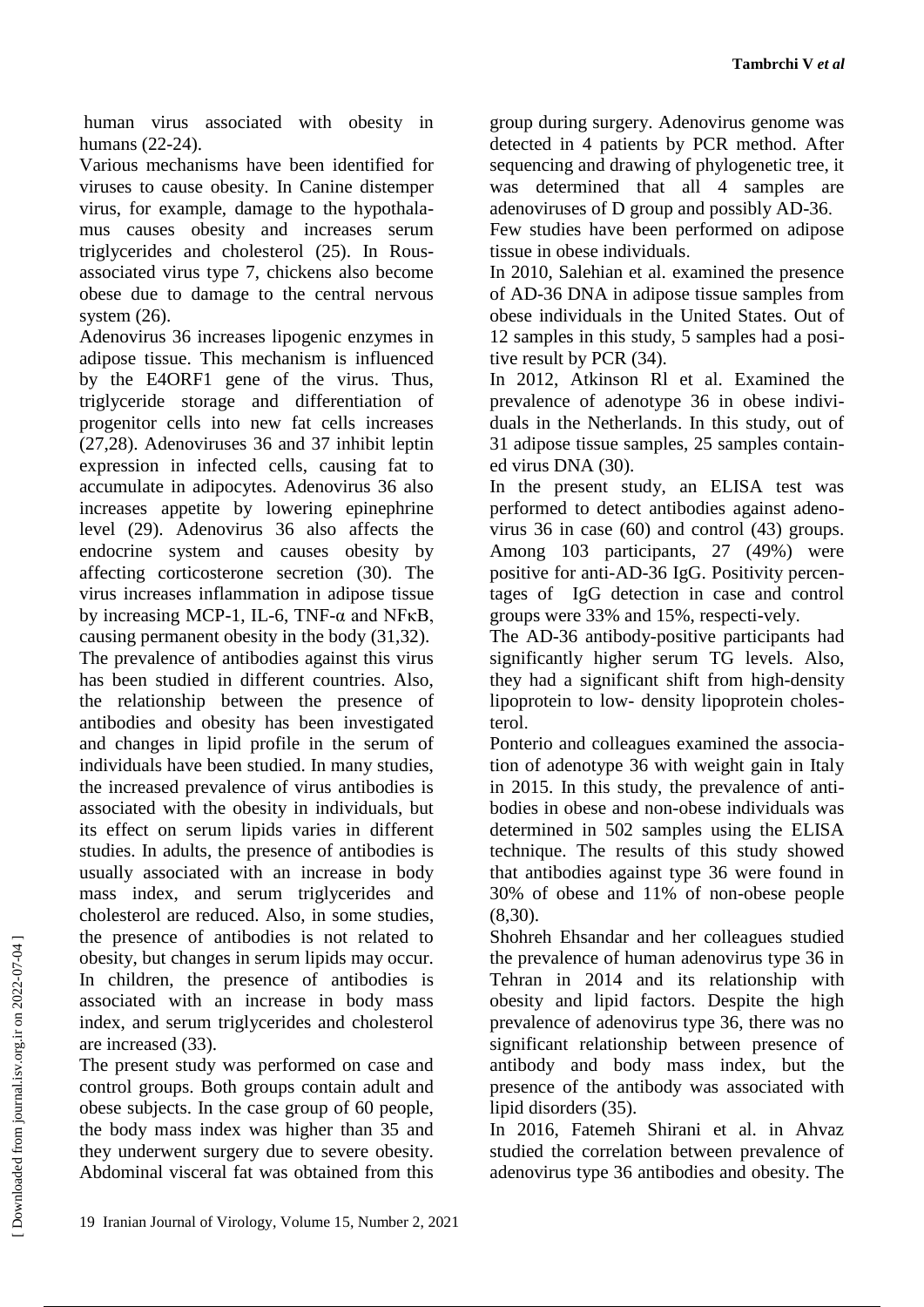human virus associated with obesity in humans (22-24).

Various mechanisms have been identified for viruses to cause obesity. In Canine distemper virus, for example, damage to the hypothalamus causes obesity and increases serum triglycerides and cholesterol (25). In Rous-associated virus type 7, chickens also become obese due to damage to the central nervous system (26).

Adenovirus 36 increases lipogenic enzymes in adipose tissue. This mechanism is influenced by the E4ORF1 gene of the virus. Thus, triglyceride storage and differentiation of progenitor cells into new fat cells increases (27,28). Adenoviruses 36 and 37 inhibit leptin expression in infected cells, causing fat to accumulate in adipocytes. Adenovirus 36 also increases appetite by lowering epinephrine level (29). Adenovirus 36 also affects the endocrine system and causes obesity by affecting corticosterone secretion (30). The virus increases inflammation in adipose tissue by increasing MCP-1, IL-6, TNF-α and NFκB, causing permanent obesity in the body (31,32).

The prevalence of antibodies against this virus has been studied in different countries. Also, the relationship between the presence of antibodies and obesity has been investigated and changes in lipid profile in the serum of individuals have been studied. In many studies, the increased prevalence of virus antibodies is associated with the obesity in individuals, but its effect on serum lipids varies in different studies. In adults, the presence of antibodies is usually associated with an increase in body mass index, and serum triglycerides and cholesterol are reduced. Also, in some studies, the presence of antibodies is not related to obesity, but changes in serum lipids may occur. In children, the presence of antibodies is associated with an increase in body mass index, and serum triglycerides and cholesterol are increased (33).

The present study was performed on case and control groups. Both groups contain adult and obese subjects. In the case group of 60 people, the body mass index was higher than 35 and they underwent surgery due to severe obesity. Abdominal visceral fat was obtained from this group during surgery. Adenovirus genome was detected in 4 patients by PCR method. After sequencing and drawing of phylogenetic tree, it was determined that all 4 samples are adenoviruses of D group and possibly AD-36.

Few studies have been performed on adipose tissue in obese individuals.

In 2010, Salehian et al. examined the presence of AD-36 DNA in adipose tissue samples from obese individuals in the United States. Out of 12 samples in this study, 5 samples had a positive result by PCR (34).

In 2012, Atkinson Rl et al. Examined the prevalence of adenotype 36 in obese individuals in the Netherlands. In this study, out of 31 adipose tissue samples, 25 samples contained virus DNA (30).

In the present study, an ELISA test was performed to detect antibodies against adenovirus 36 in case (60) and control (43) groups. Among 103 participants, 27 (49%) were positive for anti-AD-36 IgG. Positivity percentages of IgG detection in case and control groups were 33% and 15%, respectively.

The AD-36 antibody-positive participants had significantly higher serum TG levels. Also, they had a significant shift from high-density lipoprotein to low- density lipoprotein cholesterol.

Ponterio and colleagues examined the association of adenotype 36 with weight gain in Italy in 2015. In this study, the prevalence of antibodies in obese and non-obese individuals was determined in 502 samples using the ELISA technique. The results of this study showed that antibodies against type 36 were found in 30% of obese and 11% of non-obese people (8,30).

Shohreh Ehsandar and her colleagues studied the prevalence of human adenovirus type 36 in Tehran in 2014 and its relationship with obesity and lipid factors. Despite the high prevalence of adenovirus type 36, there was no significant relationship between presence of antibody and body mass index, but the presence of the antibody was associated with lipid disorders (35).

In 2016, Fatemeh Shirani et al. in Ahvaz studied the correlation between prevalence of adenovirus type 36 antibodies and obesity. The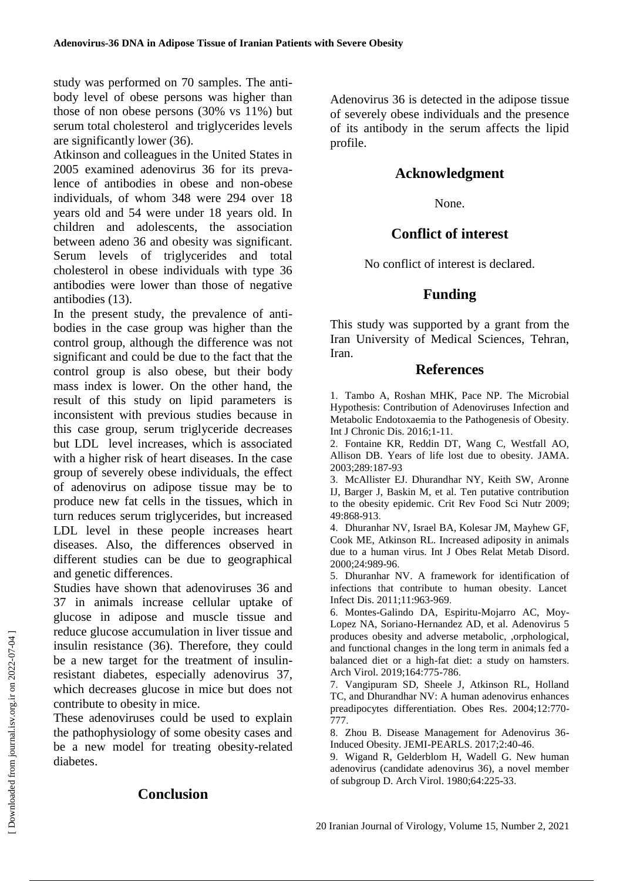study was performed on 70 samples. The antibody level of obese persons was higher than those of non obese persons (30% vs 11%) but serum total cholesterol and triglycerides levels are significantly lower (36).

Atkinson and colleagues in the United States in 2005 examined adenovirus 36 for its prevalence of antibodies in obese and non-obese individuals, of whom 348 were 294 over 18 years old and 54 were under 18 years old. In children and adolescents, the association between adeno 36 and obesity was significant. Serum levels of triglycerides and total cholesterol in obese individuals with type 36 antibodies were lower than those of negative antibodies (13).

In the present study, the prevalence of antibodies in the case group was higher than the control group, although the difference was not significant and could be due to the fact that the control group is also obese, but their body mass index is lower. On the other hand, the result of this study on lipid parameters is inconsistent with previous studies because in this case group, serum triglyceride decreases but LDL level increases, which is associated with a higher risk of heart diseases. In the case group of severely obese individuals, the effect of adenovirus on adipose tissue may be to produce new fat cells in the tissues, which in turn reduces serum triglycerides, but increased LDL level in these people increases heart diseases. Also, the differences observed in different studies can be due to geographical and genetic differences.

Studies have shown that adenoviruses 36 and 37 in animals increase cellular uptake of glucose in adipose and muscle tissue and reduce glucose accumulation in liver tissue and insulin resistance (36). Therefore, they could be a new target for the treatment of insulin-resistant diabetes, especially adenovirus 37, which decreases glucose in mice but does not contribute to obesity in mice.

These adenoviruses could be used to explain the pathophysiology of some obesity cases and be a new model for treating obesity-related diabetes.

## Conclusion

Adenovirus 36 is detected in the adipose tissue of severely obese individuals and the presence of its antibody in the serum affects the lipid profile.

## Acknowledgment

None.

## Conflict of interest

No conflict of interest is declared.

## Funding

This study was supported by a grant from the Iran University of Medical Sciences, Tehran, Iran.

## References

1. Tambo A, Roshan MHK, Pace NP. The Microbial Hypothesis: Contribution of Adenoviruses Infection and Metabolic Endotoxaemia to the Pathogenesis of Obesity. Int J Chronic Dis. 2016;1-11.
2. Fontaine KR, Reddin DT, Wang C, Westfall AO, Allison DB. Years of life lost due to obesity. JAMA. 2003;289:187-93
3. McAllister EJ. Dhurandhar NY, Keith SW, Aronne IJ, Barger J, Baskin M, et al. Ten putative contribution to the obesity epidemic. Crit Rev Food Sci Nutr 2009; 49:868-913.
4. Dhuranhar NV, Israel BA, Kolesar JM, Mayhew GF, Cook ME, Atkinson RL. Increased adiposity in animals due to a human virus. Int J Obes Relat Metab Disord. 2000;24:989-96.
5. Dhuranhar NV. A framework for identification of infections that contribute to human obesity. Lancet Infect Dis. 2011;11:963-969.
6. Montes-Galindo DA, Espiritu-Mojarro AC, Moy-Lopez NA, Soriano-Hernandez AD, et al. Adenovirus 5 produces obesity and adverse metabolic, ,orphological, and functional changes in the long term in animals fed a balanced diet or a high-fat diet: a study on hamsters. Arch Virol. 2019;164:775-786.
7. Vangipuram SD, Sheele J, Atkinson RL, Holland TC, and Dhurandhar NV: A human adenovirus enhances preadipocytes differentiation. Obes Res. 2004;12:770-777.
8. Zhou B. Disease Management for Adenovirus 36-Induced Obesity. JEMI-PEARLS. 2017;2:40-46.
9. Wigand R, Gelderblom H, Wadell G. New human adenovirus (candidate adenovirus 36), a novel member of subgroup D. Arch Virol. 1980;64:225-33.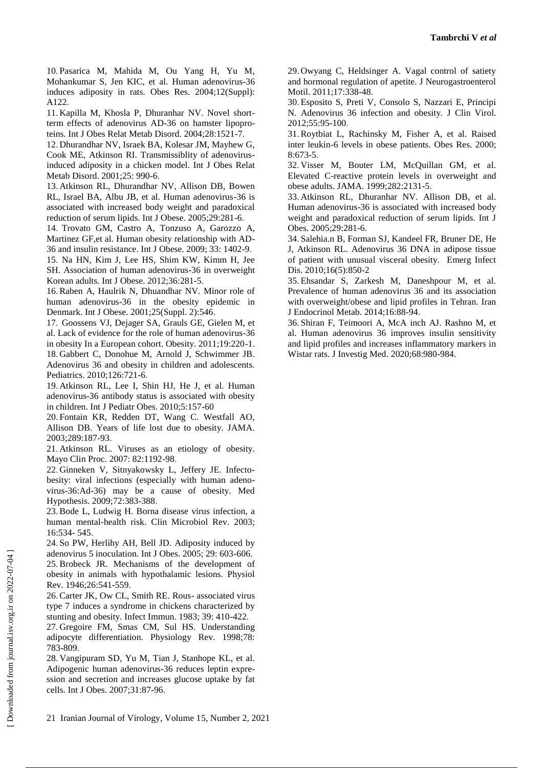10. Pasarica M, Mahida M, Ou Yang H, Yu M, Mohankumar S, Jen KIC, et al. Human adenovirus-36 induces adiposity in rats. Obes Res. 2004;12(Suppl): A122.

11. Kapilla M, Khosla P, Dhuranhar NV. Novel short-term effects of adenovirus AD-36 on hamster lipoproteins. Int J Obes Relat Metab Disord. 2004;28:1521-7.

12. Dhurandhar NV, Israek BA, Kolesar JM, Mayhew G, Cook ME, Atkinson RI. Transmissiblity of adenovirus-induced adiposity in a chicken model. Int J Obes Relat Metab Disord. 2001;25: 990-6.

13. Atkinson RL, Dhurandhar NV, Allison DB, Bowen RL, Israel BA, Albu JB, et al. Human adenovirus-36 is associated with increased body weight and paradoxical reduction of serum lipids. Int J Obese. 2005;29:281-6.

14. Trovato GM, Castro A, Tonzuso A, Garozzo A, Martinez GF,et al. Human obesity relationship with AD-36 and insulin resistance. Int J Obese. 2009; 33: 1402-9.

15. Na HN, Kim J, Lee HS, Shim KW, Kimm H, Jee SH. Association of human adenovirus-36 in overweight Korean adults. Int J Obese. 2012;36:281-5.

16. Raben A, Haulrik N, Dhuandhar NV. Minor role of human adenovirus-36 in the obesity epidemic in Denmark. Int J Obese. 2001;25(Suppl. 2):546.

17. Goossens VJ, Dejager SA, Grauls GE, Gielen M, et al. Lack of evidence for the role of human adenovirus-36 in obesity In a European cohort. Obesity. 2011;19:220-1.

18. Gabbert C, Donohue M, Arnold J, Schwimmer JB. Adenovirus 36 and obesity in children and adolescents. Pediatrics. 2010;126:721-6.

19. Atkinson RL, Lee I, Shin HJ, He J, et al. Human adenovirus-36 antibody status is associated with obesity in children. Int J Pediatr Obes. 2010;5:157-60

20. Fontain KR, Redden DT, Wang C. Westfall AO, Allison DB. Years of life lost due to obesity. JAMA. 2003;289:187-93.

21. Atkinson RL. Viruses as an etiology of obesity. Mayo Clin Proc. 2007: 82:1192-98.

22. Ginneken V, Sitnyakowsky L, Jeffery JE. Infectobesity: viral infections (especially with human adenovirus-36:Ad-36) may be a cause of obesity. Med Hypothesis. 2009;72:383-388.

23. Bode L, Ludwig H. Borna disease virus infection, a human mental-health risk. Clin Microbiol Rev. 2003; 16:534- 545.

24. So PW, Herlihy AH, Bell JD. Adiposity induced by adenovirus 5 inoculation. Int J Obes. 2005; 29: 603-606.

25. Brobeck JR. Mechanisms of the development of obesity in animals with hypothalamic lesions. Physiol Rev. 1946;26:541-559.

26. Carter JK, Ow CL, Smith RE. Rous- associated virus type 7 induces a syndrome in chickens characterized by stunting and obesity. Infect Immun. 1983; 39: 410-422.

27. Gregoire FM, Smas CM, Sul HS. Understanding adipocyte differentiation. Physiology Rev. 1998;78: 783-809.

28. Vangipuram SD, Yu M, Tian J, Stanhope KL, et al. Adipogenic human adenovirus-36 reduces leptin expression and secretion and increases glucose uptake by fat cells. Int J Obes. 2007;31:87-96.

29. Owyang C, Heldsinger A. Vagal control of satiety and hormonal regulation of apetite. J Neurogastroenterol Motil. 2011;17:338-48.

30. Esposito S, Preti V, Consolo S, Nazzari E, Principi N. Adenovirus 36 infection and obesity. J Clin Virol. 2012;55:95-100.

31. Roytbiat L, Rachinsky M, Fisher A, et al. Raised inter leukin-6 levels in obese patients. Obes Res. 2000; 8:673-5.

32. Visser M, Bouter LM, McQuillan GM, et al. Elevated C-reactive protein levels in overweight and obese adults. JAMA. 1999;282:2131-5.

33. Atkinson RL, Dhuranhar NV. Allison DB, et al. Human adenovirus-36 is associated with increased body weight and paradoxical reduction of serum lipids. Int J Obes. 2005;29:281-6.

34. Salehia.n B, Forman SJ, Kandeel FR, Bruner DE, He J, Atkinson RL. Adenovirus 36 DNA in adipose tissue of patient with unusual visceral obesity. Emerg Infect Dis. 2010;16(5):850-2

35. Ehsandar S, Zarkesh M, Daneshpour M, et al. Prevalence of human adenovirus 36 and its association with overweight/obese and lipid profiles in Tehran. Iran J Endocrinol Metab. 2014;16:88-94.

36. Shiran F, Teimoori A, McA inch AJ. Rashno M, et al. Human adenovirus 36 improves insulin sensitivity and lipid profiles and increases inflammatory markers in Wistar rats. J Investig Med. 2020;68:980-984.